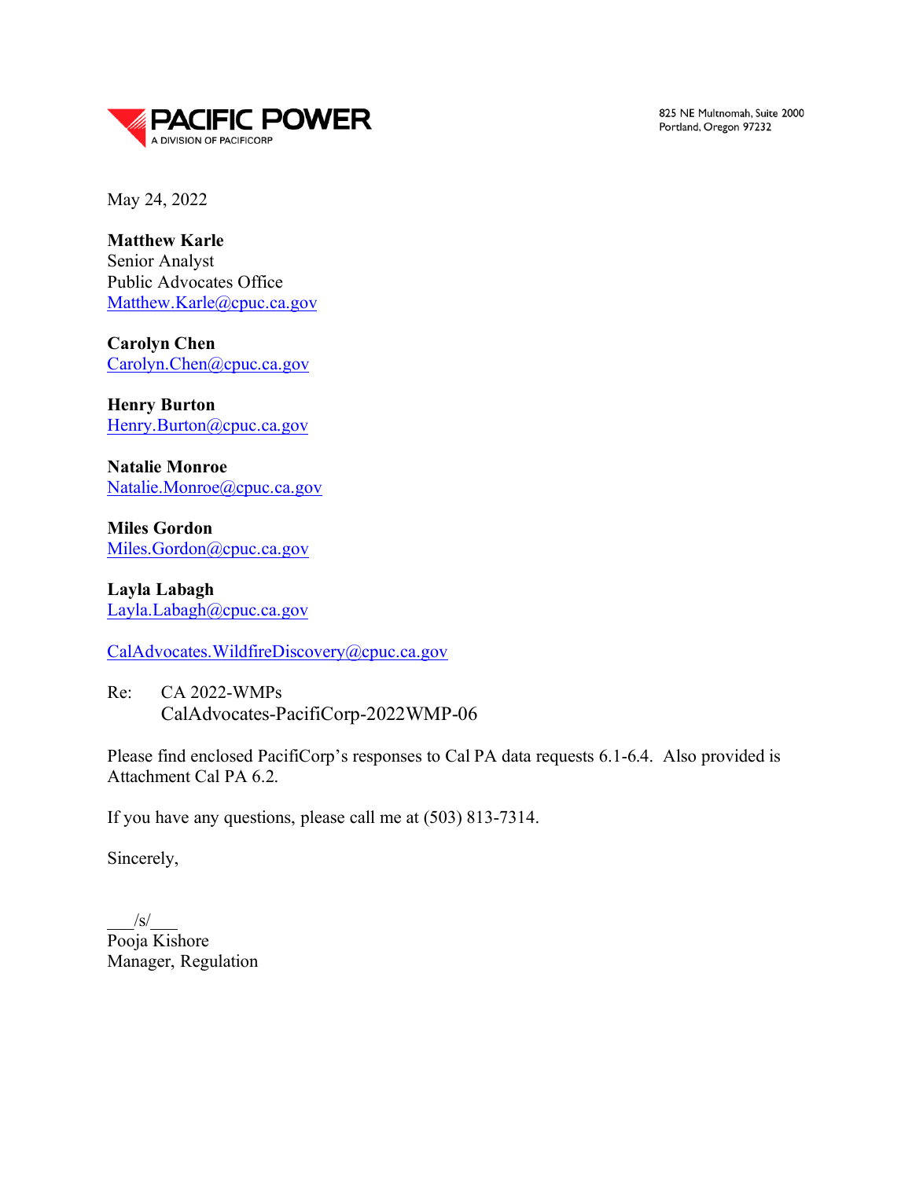**PACIFIC POWER**
A DIVISION OF PACIFICORP

825 NE Multnomah, Suite 2000
Portland, Oregon 97232

May 24, 2022

**Matthew Karle**
Senior Analyst
Public Advocates Office
Matthew.Karle@cpuc.ca.gov

**Carolyn Chen**
Carolyn.Chen@cpuc.ca.gov

**Henry Burton**
Henry.Burton@cpuc.ca.gov

**Natalie Monroe**
Natalie.Monroe@cpuc.ca.gov

**Miles Gordon**
Miles.Gordon@cpuc.ca.gov

**Layla Labagh**
Layla.Labagh@cpuc.ca.gov

CalAdvocates.WildfireDiscovery@cpuc.ca.gov

Re: CA 2022-WMPs
CalAdvocates-PacifiCorp-2022WMP-06

Please find enclosed PacifiCorp's responses to Cal PA data requests 6.1-6.4. Also provided is Attachment Cal PA 6.2.

If you have any questions, please call me at (503) 813-7314.

Sincerely,

\_\_\_/s/\_\_\_
Pooja Kishore
Manager, Regulation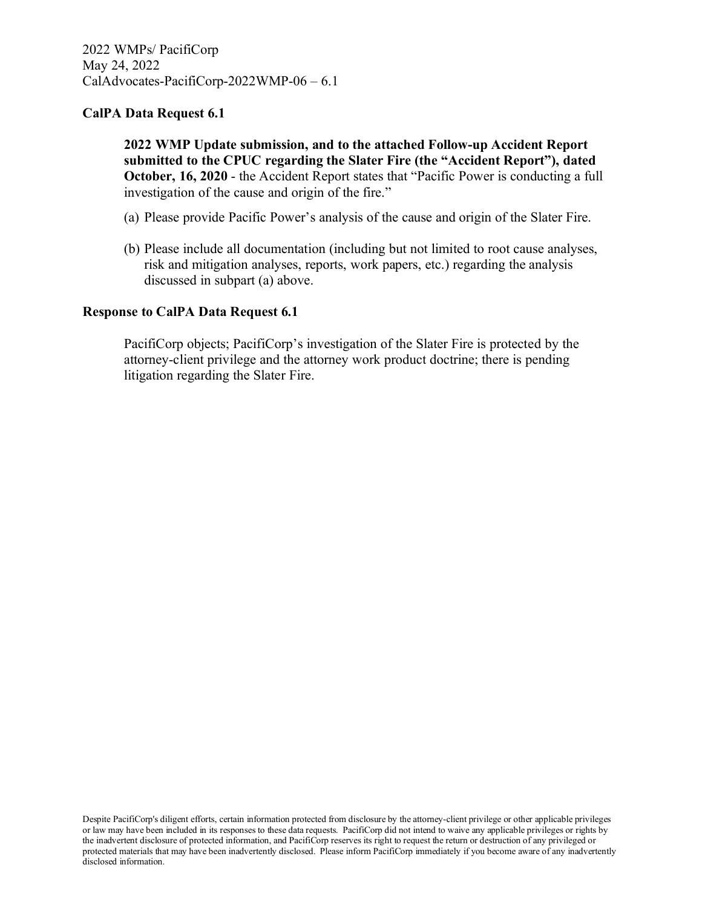2022 WMPs/ PacifiCorp
May 24, 2022
CalAdvocates-PacifiCorp-2022WMP-06 – 6.1

**CalPA Data Request 6.1**

> **2022 WMP Update submission, and to the attached Follow-up Accident Report submitted to the CPUC regarding the Slater Fire (the "Accident Report"), dated October, 16, 2020** - the Accident Report states that "Pacific Power is conducting a full investigation of the cause and origin of the fire."
>
> (a) Please provide Pacific Power's analysis of the cause and origin of the Slater Fire.
>
> (b) Please include all documentation (including but not limited to root cause analyses, risk and mitigation analyses, reports, work papers, etc.) regarding the analysis discussed in subpart (a) above.

**Response to CalPA Data Request 6.1**

> PacifiCorp objects; PacifiCorp's investigation of the Slater Fire is protected by the attorney-client privilege and the attorney work product doctrine; there is pending litigation regarding the Slater Fire.

Despite PacifiCorp's diligent efforts, certain information protected from disclosure by the attorney-client privilege or other applicable privileges or law may have been included in its responses to these data requests. PacifiCorp did not intend to waive any applicable privileges or rights by the inadvertent disclosure of protected information, and PacifiCorp reserves its right to request the return or destruction of any privileged or protected materials that may have been inadvertently disclosed. Please inform PacifiCorp immediately if you become aware of any inadvertently disclosed information.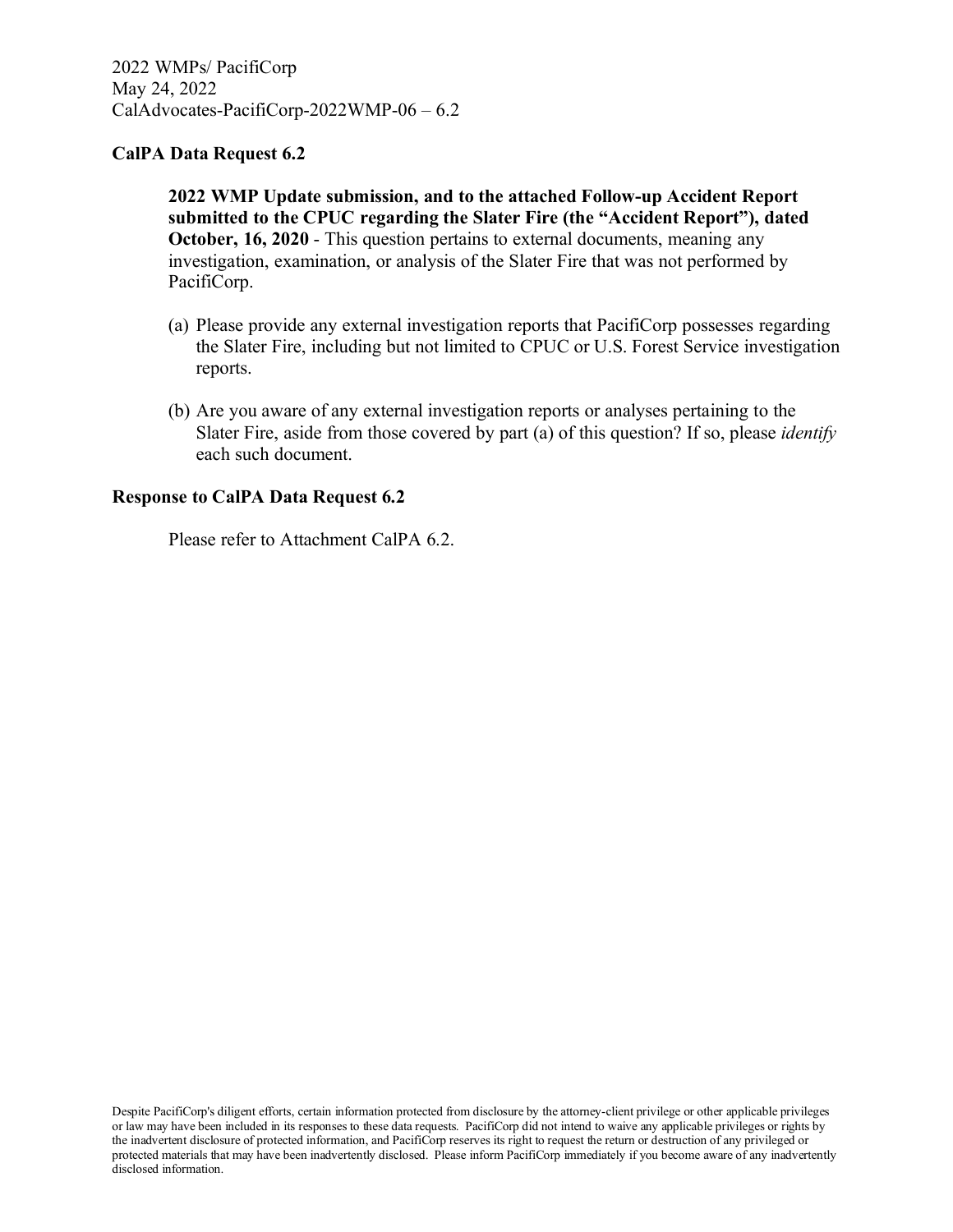2022 WMPs/ PacifiCorp
May 24, 2022
CalAdvocates-PacifiCorp-2022WMP-06 – 6.2

**CalPA Data Request 6.2**

**2022 WMP Update submission, and to the attached Follow-up Accident Report submitted to the CPUC regarding the Slater Fire (the "Accident Report"), dated October, 16, 2020** - This question pertains to external documents, meaning any investigation, examination, or analysis of the Slater Fire that was not performed by PacifiCorp.

(a) Please provide any external investigation reports that PacifiCorp possesses regarding the Slater Fire, including but not limited to CPUC or U.S. Forest Service investigation reports.

(b) Are you aware of any external investigation reports or analyses pertaining to the Slater Fire, aside from those covered by part (a) of this question? If so, please *identify* each such document.

**Response to CalPA Data Request 6.2**

Please refer to Attachment CalPA 6.2.

Despite PacifiCorp's diligent efforts, certain information protected from disclosure by the attorney-client privilege or other applicable privileges or law may have been included in its responses to these data requests. PacifiCorp did not intend to waive any applicable privileges or rights by the inadvertent disclosure of protected information, and PacifiCorp reserves its right to request the return or destruction of any privileged or protected materials that may have been inadvertently disclosed. Please inform PacifiCorp immediately if you become aware of any inadvertently disclosed information.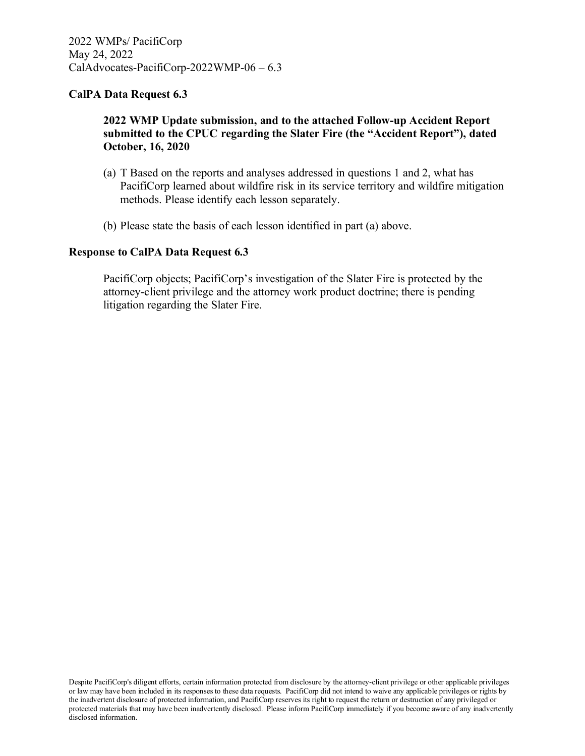2022 WMPs/ PacifiCorp
May 24, 2022
CalAdvocates-PacifiCorp-2022WMP-06 – 6.3

**CalPA Data Request 6.3**

> **2022 WMP Update submission, and to the attached Follow-up Accident Report submitted to the CPUC regarding the Slater Fire (the "Accident Report"), dated October, 16, 2020**
>
> (a) T Based on the reports and analyses addressed in questions 1 and 2, what has PacifiCorp learned about wildfire risk in its service territory and wildfire mitigation methods. Please identify each lesson separately.
>
> (b) Please state the basis of each lesson identified in part (a) above.

**Response to CalPA Data Request 6.3**

> PacifiCorp objects; PacifiCorp's investigation of the Slater Fire is protected by the attorney-client privilege and the attorney work product doctrine; there is pending litigation regarding the Slater Fire.

Despite PacifiCorp's diligent efforts, certain information protected from disclosure by the attorney-client privilege or other applicable privileges or law may have been included in its responses to these data requests. PacifiCorp did not intend to waive any applicable privileges or rights by the inadvertent disclosure of protected information, and PacifiCorp reserves its right to request the return or destruction of any privileged or protected materials that may have been inadvertently disclosed. Please inform PacifiCorp immediately if you become aware of any inadvertently disclosed information.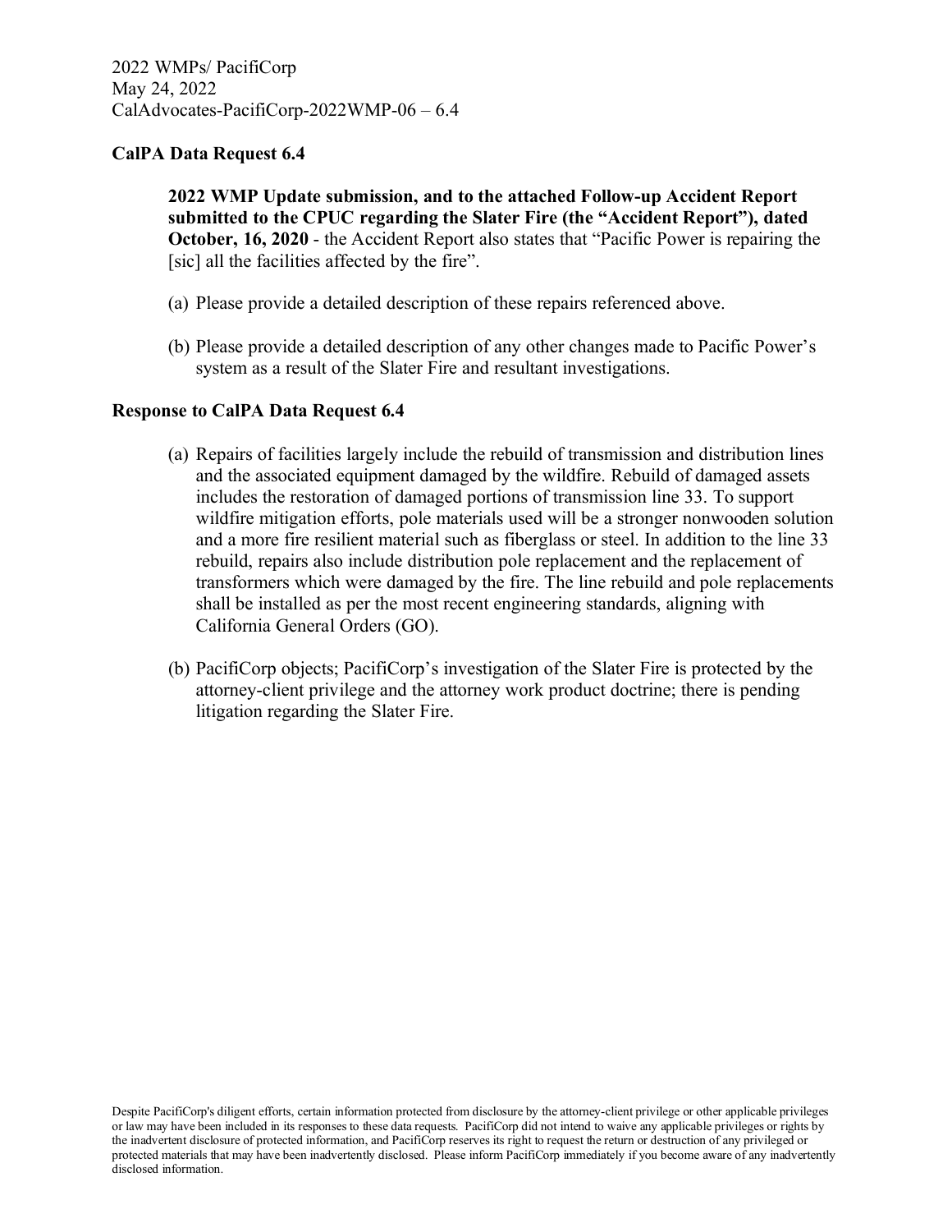2022 WMPs/ PacifiCorp
May 24, 2022
CalAdvocates-PacifiCorp-2022WMP-06 – 6.4

**CalPA Data Request 6.4**

> **2022 WMP Update submission, and to the attached Follow-up Accident Report submitted to the CPUC regarding the Slater Fire (the "Accident Report"), dated October, 16, 2020** - the Accident Report also states that "Pacific Power is repairing the [sic] all the facilities affected by the fire".
>
> (a) Please provide a detailed description of these repairs referenced above.
>
> (b) Please provide a detailed description of any other changes made to Pacific Power's system as a result of the Slater Fire and resultant investigations.

**Response to CalPA Data Request 6.4**

(a) Repairs of facilities largely include the rebuild of transmission and distribution lines and the associated equipment damaged by the wildfire. Rebuild of damaged assets includes the restoration of damaged portions of transmission line 33. To support wildfire mitigation efforts, pole materials used will be a stronger nonwooden solution and a more fire resilient material such as fiberglass or steel. In addition to the line 33 rebuild, repairs also include distribution pole replacement and the replacement of transformers which were damaged by the fire. The line rebuild and pole replacements shall be installed as per the most recent engineering standards, aligning with California General Orders (GO).

(b) PacifiCorp objects; PacifiCorp's investigation of the Slater Fire is protected by the attorney-client privilege and the attorney work product doctrine; there is pending litigation regarding the Slater Fire.

Despite PacifiCorp's diligent efforts, certain information protected from disclosure by the attorney-client privilege or other applicable privileges or law may have been included in its responses to these data requests. PacifiCorp did not intend to waive any applicable privileges or rights by the inadvertent disclosure of protected information, and PacifiCorp reserves its right to request the return or destruction of any privileged or protected materials that may have been inadvertently disclosed. Please inform PacifiCorp immediately if you become aware of any inadvertently disclosed information.